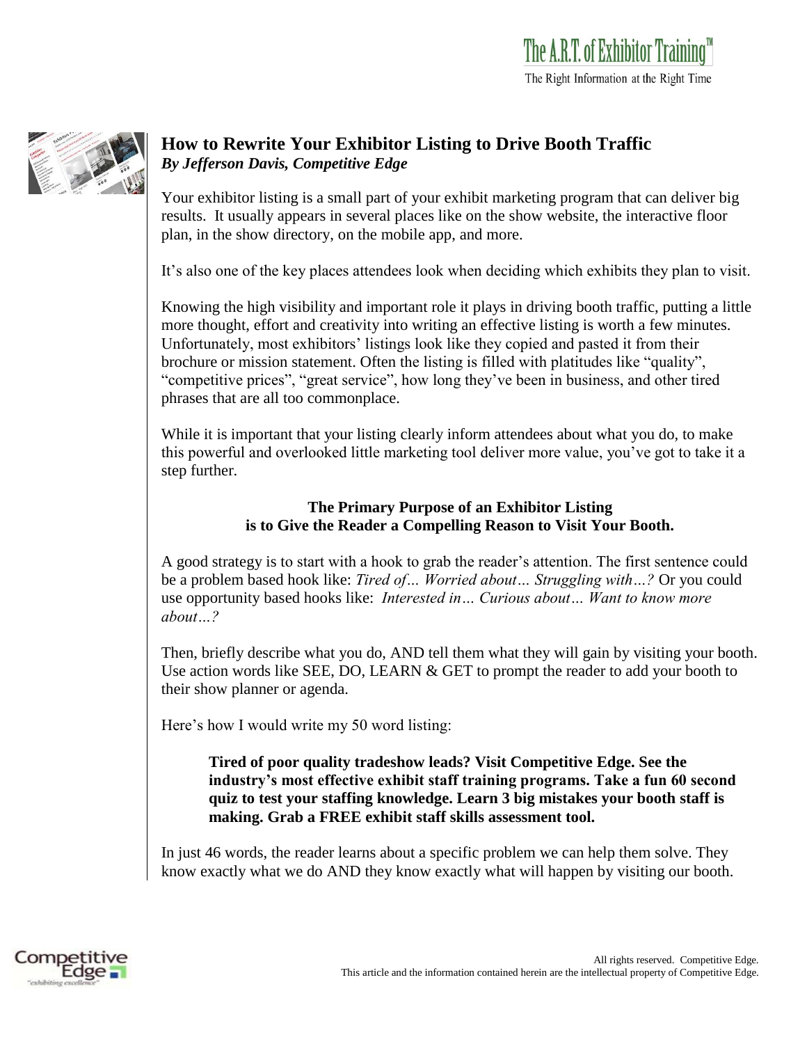# How to Rewrite Your Exhibitor Listing to Drive Booth Traffic

***By Jefferson Davis, Competitive Edge***

Your exhibitor listing is a small part of your exhibit marketing program that can deliver big results. It usually appears in several places like on the show website, the interactive floor plan, in the show directory, on the mobile app, and more.

It's also one of the key places attendees look when deciding which exhibits they plan to visit.

Knowing the high visibility and important role it plays in driving booth traffic, putting a little more thought, effort and creativity into writing an effective listing is worth a few minutes. Unfortunately, most exhibitors' listings look like they copied and pasted it from their brochure or mission statement. Often the listing is filled with platitudes like "quality", "competitive prices", "great service", how long they've been in business, and other tired phrases that are all too commonplace.

While it is important that your listing clearly inform attendees about what you do, to make this powerful and overlooked little marketing tool deliver more value, you've got to take it a step further.

**The Primary Purpose of an Exhibitor Listing is to Give the Reader a Compelling Reason to Visit Your Booth.**

A good strategy is to start with a hook to grab the reader's attention. The first sentence could be a problem based hook like: *Tired of… Worried about… Struggling with…?* Or you could use opportunity based hooks like: *Interested in… Curious about… Want to know more about…?*

Then, briefly describe what you do, AND tell them what they will gain by visiting your booth. Use action words like SEE, DO, LEARN & GET to prompt the reader to add your booth to their show planner or agenda.

Here's how I would write my 50 word listing:

> **Tired of poor quality tradeshow leads? Visit Competitive Edge. See the industry's most effective exhibit staff training programs. Take a fun 60 second quiz to test your staffing knowledge. Learn 3 big mistakes your booth staff is making. Grab a FREE exhibit staff skills assessment tool.**

In just 46 words, the reader learns about a specific problem we can help them solve. They know exactly what we do AND they know exactly what will happen by visiting our booth.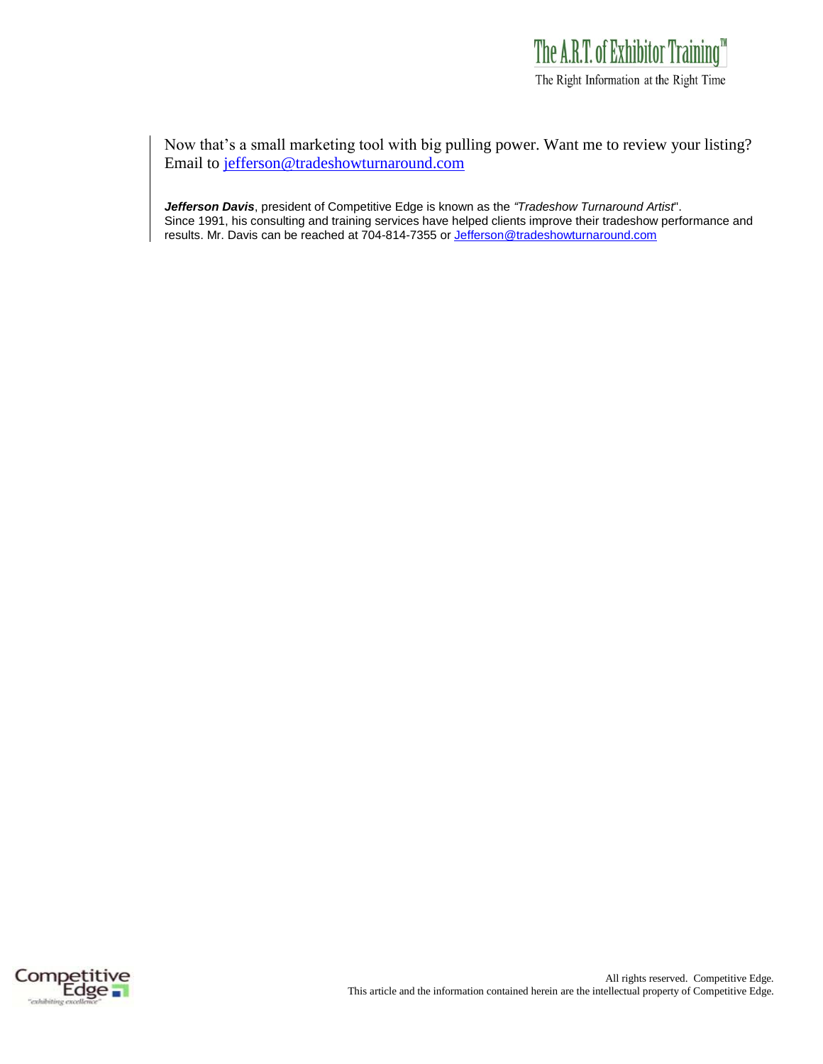Now that's a small marketing tool with big pulling power. Want me to review your listing? Email to jefferson@tradeshowturnaround.com

***Jefferson Davis***, president of Competitive Edge is known as the *"Tradeshow Turnaround Artist*". Since 1991, his consulting and training services have helped clients improve their tradeshow performance and results. Mr. Davis can be reached at 704-814-7355 or Jefferson@tradeshowturnaround.com